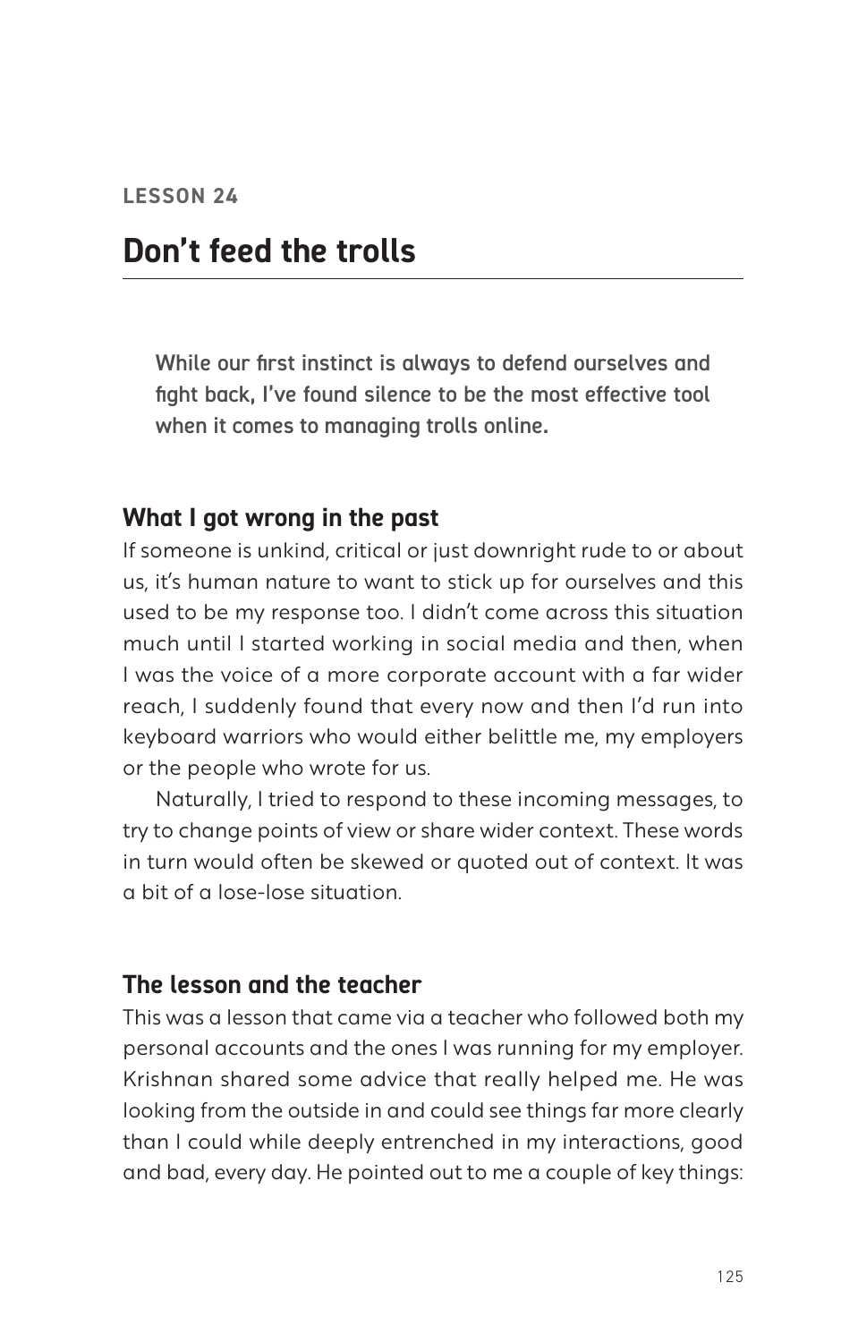LESSON 24

# Don't feed the trolls

**While our first instinct is always to defend ourselves and fight back, I've found silence to be the most effective tool when it comes to managing trolls online.**

## What I got wrong in the past

If someone is unkind, critical or just downright rude to or about us, it's human nature to want to stick up for ourselves and this used to be my response too. I didn't come across this situation much until I started working in social media and then, when I was the voice of a more corporate account with a far wider reach, I suddenly found that every now and then I'd run into keyboard warriors who would either belittle me, my employers or the people who wrote for us.

Naturally, I tried to respond to these incoming messages, to try to change points of view or share wider context. These words in turn would often be skewed or quoted out of context. It was a bit of a lose-lose situation.

## The lesson and the teacher

This was a lesson that came via a teacher who followed both my personal accounts and the ones I was running for my employer. Krishnan shared some advice that really helped me. He was looking from the outside in and could see things far more clearly than I could while deeply entrenched in my interactions, good and bad, every day. He pointed out to me a couple of key things: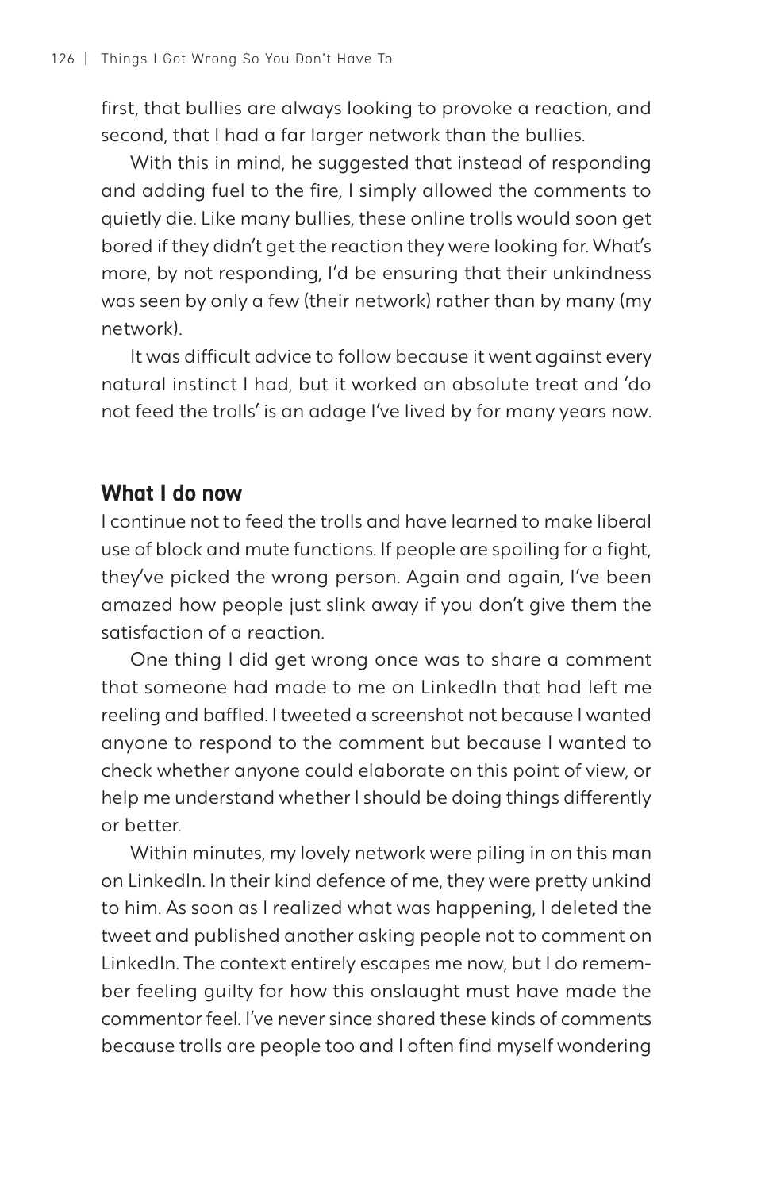first, that bullies are always looking to provoke a reaction, and second, that I had a far larger network than the bullies.

With this in mind, he suggested that instead of responding and adding fuel to the fire, I simply allowed the comments to quietly die. Like many bullies, these online trolls would soon get bored if they didn't get the reaction they were looking for. What's more, by not responding, I'd be ensuring that their unkindness was seen by only a few (their network) rather than by many (my network).

It was difficult advice to follow because it went against every natural instinct I had, but it worked an absolute treat and 'do not feed the trolls' is an adage I've lived by for many years now.

## What I do now

I continue not to feed the trolls and have learned to make liberal use of block and mute functions. If people are spoiling for a fight, they've picked the wrong person. Again and again, I've been amazed how people just slink away if you don't give them the satisfaction of a reaction.

One thing I did get wrong once was to share a comment that someone had made to me on LinkedIn that had left me reeling and baffled. I tweeted a screenshot not because I wanted anyone to respond to the comment but because I wanted to check whether anyone could elaborate on this point of view, or help me understand whether I should be doing things differently or better.

Within minutes, my lovely network were piling in on this man on LinkedIn. In their kind defence of me, they were pretty unkind to him. As soon as I realized what was happening, I deleted the tweet and published another asking people not to comment on LinkedIn. The context entirely escapes me now, but I do remember feeling guilty for how this onslaught must have made the commentor feel. I've never since shared these kinds of comments because trolls are people too and I often find myself wondering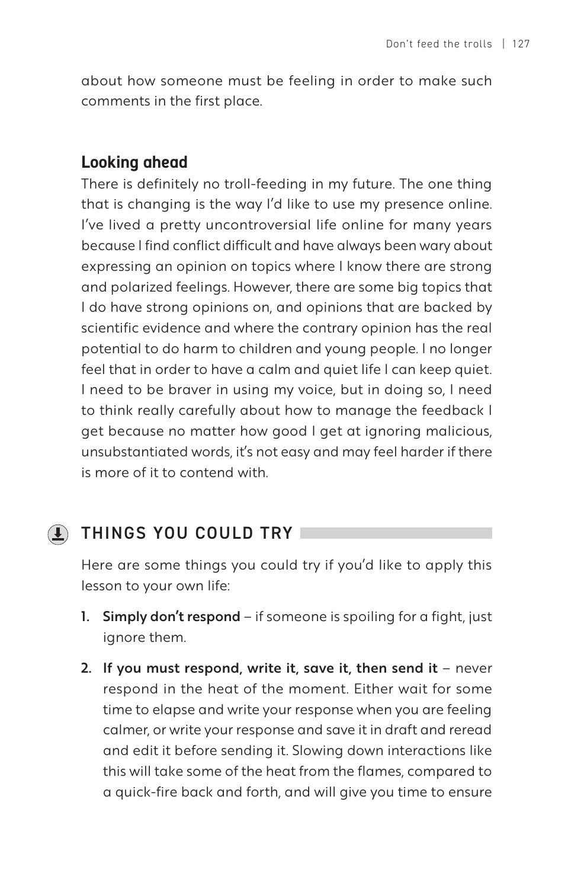about how someone must be feeling in order to make such comments in the first place.

### Looking ahead

There is definitely no troll-feeding in my future. The one thing that is changing is the way I'd like to use my presence online. I've lived a pretty uncontroversial life online for many years because I find conflict difficult and have always been wary about expressing an opinion on topics where I know there are strong and polarized feelings. However, there are some big topics that I do have strong opinions on, and opinions that are backed by scientific evidence and where the contrary opinion has the real potential to do harm to children and young people. I no longer feel that in order to have a calm and quiet life I can keep quiet. I need to be braver in using my voice, but in doing so, I need to think really carefully about how to manage the feedback I get because no matter how good I get at ignoring malicious, unsubstantiated words, it's not easy and may feel harder if there is more of it to contend with.

## THINGS YOU COULD TRY

Here are some things you could try if you'd like to apply this lesson to your own life:

1. **Simply don't respond** – if someone is spoiling for a fight, just ignore them.
2. **If you must respond, write it, save it, then send it** – never respond in the heat of the moment. Either wait for some time to elapse and write your response when you are feeling calmer, or write your response and save it in draft and reread and edit it before sending it. Slowing down interactions like this will take some of the heat from the flames, compared to a quick-fire back and forth, and will give you time to ensure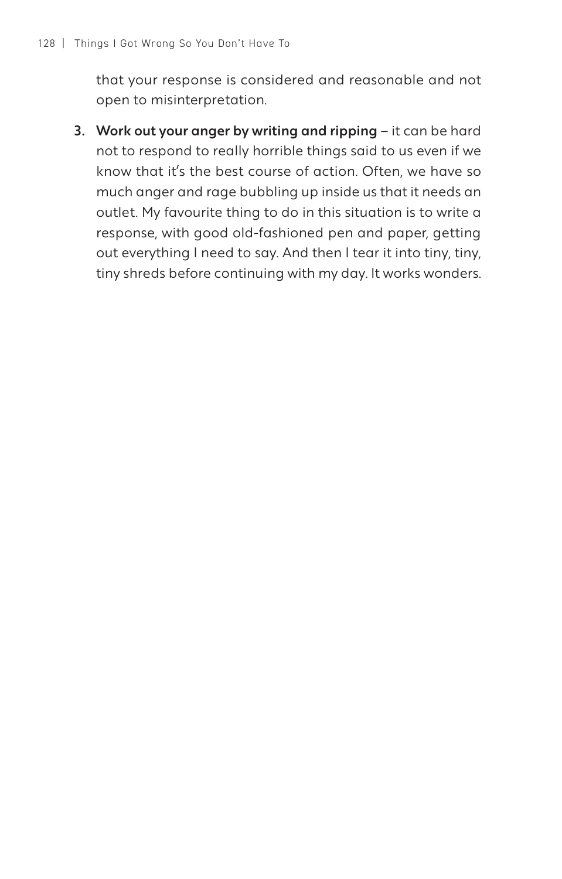that your response is considered and reasonable and not open to misinterpretation.

3. **Work out your anger by writing and ripping** – it can be hard not to respond to really horrible things said to us even if we know that it's the best course of action. Often, we have so much anger and rage bubbling up inside us that it needs an outlet. My favourite thing to do in this situation is to write a response, with good old-fashioned pen and paper, getting out everything I need to say. And then I tear it into tiny, tiny, tiny shreds before continuing with my day. It works wonders.